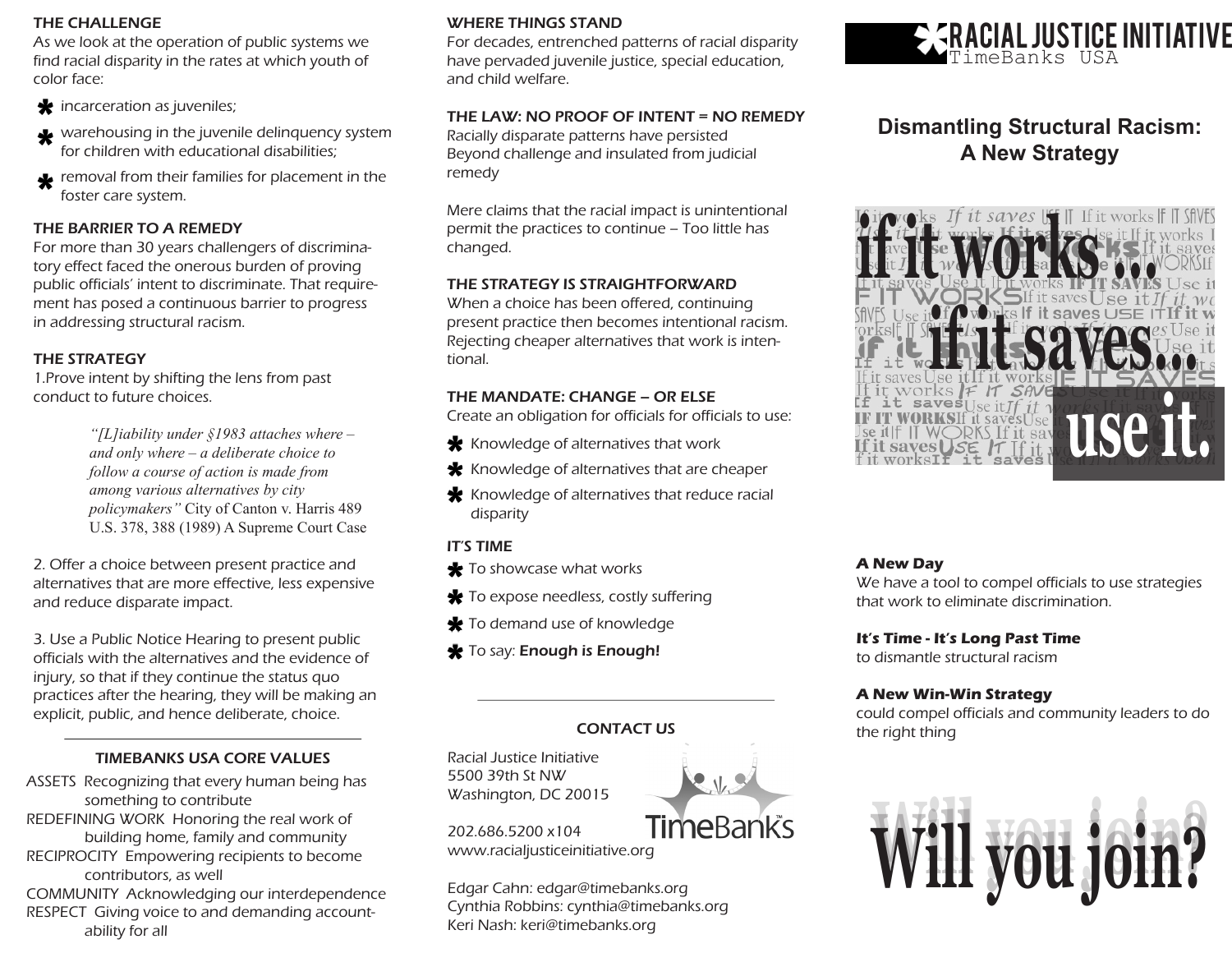## THE CHALLENGE

As we look at the operation of public systems we find racial disparity in the rates at which youth of color face:

- incarceration as juveniles;
- warehousing in the juvenile delinquency system for children with educational disabilities;
- removal from their families for placement in the foster care system.

## THE BARRIER TO A REMEDY

For more than 30 years challengers of discriminatory effect faced the onerous burden of proving public officials' intent to discriminate. That requirement has posed a continuous barrier to progress in addressing structural racism.

## THE STRATEGY

1. Prove intent by shifting the lens from past conduct to future choices.

> *"[L]iability under §1983 attaches where – and only where – a deliberate choice to follow a course of action is made from among various alternatives by city policymakers"* City of Canton v. Harris 489 U.S. 378, 388 (1989) A Supreme Court Case

2. Offer a choice between present practice and alternatives that are more effective, less expensive and reduce disparate impact.

3. Use a Public Notice Hearing to present public officials with the alternatives and the evidence of injury, so that if they continue the status quo practices after the hearing, they will be making an explicit, public, and hence deliberate, choice.

## TIMEBANKS USA CORE VALUES

ASSETS Recognizing that every human being has something to contribute
REDEFINING WORK Honoring the real work of building home, family and community
RECIPROCITY Empowering recipients to become contributors, as well
COMMUNITY Acknowledging our interdependence
RESPECT Giving voice to and demanding accountability for all

## WHERE THINGS STAND

For decades, entrenched patterns of racial disparity have pervaded juvenile justice, special education, and child welfare.

## THE LAW: NO PROOF OF INTENT = NO REMEDY

Racially disparate patterns have persisted
Beyond challenge and insulated from judicial remedy

Mere claims that the racial impact is unintentional permit the practices to continue – Too little has changed.

## THE STRATEGY IS STRAIGHTFORWARD

When a choice has been offered, continuing present practice then becomes intentional racism. Rejecting cheaper alternatives that work is intentional.

## THE MANDATE: CHANGE – OR ELSE

Create an obligation for officials for officials to use:

- Knowledge of alternatives that work
- Knowledge of alternatives that are cheaper
- Knowledge of alternatives that reduce racial disparity

## IT'S TIME

- To showcase what works
- To expose needless, costly suffering
- To demand use of knowledge
- To say: **Enough is Enough!**

## CONTACT US

Racial Justice Initiative
5500 39th St NW
Washington, DC 20015

202.686.5200 x104
www.racialjusticeinitiative.org

Edgar Cahn: edgar@timebanks.org
Cynthia Robbins: cynthia@timebanks.org
Keri Nash: keri@timebanks.org

TimeBanks™

# RACIAL JUSTICE INITIATIVE

TimeBanks USA

## Dismantling Structural Racism: A New Strategy

**if it works ... if it saves... use it.**

***A New Day***

We have a tool to compel officials to use strategies that work to eliminate discrimination.

***It's Time - It's Long Past Time***

to dismantle structural racism

***A New Win-Win Strategy***

could compel officials and community leaders to do the right thing

# Will you join?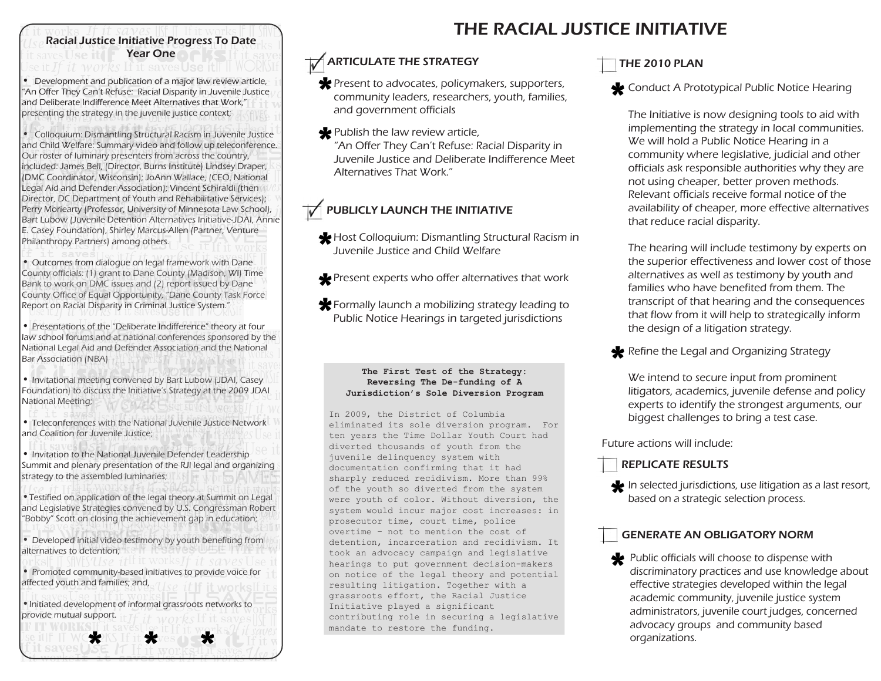# THE RACIAL JUSTICE INITIATIVE

## Racial Justice Initiative Progress To Date Year One

- Development and publication of a major law review article, "An Offer They Can't Refuse: Racial Disparity in Juvenile Justice and Deliberate Indifference Meet Alternatives that Work," presenting the strategy in the juvenile justice context;

- Colloquium: Dismantling Structural Racism in Juvenile Justice and Child Welfare: Summary video and follow up teleconference. Our roster of luminary presenters from across the country, included: James Bell, (Director, Burns Institute) Lindsey Draper, (DMC Coordinator, Wisconsin); JoAnn Wallace, (CEO, National Legal Aid and Defender Association); Vincent Schiraldi (then Director, DC Department of Youth and Rehabilitative Services); Perry Moriearty (Professor, University of Minnesota Law School), Bart Lubow (Juvenile Detention Alternatives Initiative-JDAI, Annie E. Casey Foundation), Shirley Marcus-Allen (Partner, Venture Philanthropy Partners) among others.

- Outcomes from dialogue on legal framework with Dane County officials: (1) grant to Dane County (Madison, WI) Time Bank to work on DMC issues and (2) report issued by Dane County Office of Equal Opportunity, "Dane County Task Force Report on Racial Disparity in Criminal Justice System."

- Presentations of the "Deliberate Indifference" theory at four law school forums and at national conferences sponsored by the National Legal Aid and Defender Association and the National Bar Association (NBA)

- Invitational meeting convened by Bart Lubow (JDAI, Casey Foundation) to discuss the Initiative's Strategy at the 2009 JDAI National Meeting;

- Teleconferences with the National Juvenile Justice Network and Coalition for Juvenile Justice;

- Invitation to the National Juvenile Defender Leadership Summit and plenary presentation of the RJI legal and organizing strategy to the assembled luminaries;

- Testified on application of the legal theory at Summit on Legal and Legislative Strategies convened by U.S. Congressman Robert "Bobby" Scott on closing the achievement gap in education;

- Developed initial video testimony by youth benefiting from alternatives to detention;

- Promoted community-based initiatives to provide voice for affected youth and families; and,

- Initiated development of informal grassroots networks to provide mutual support.

\* \* \*

## ✓ ARTICULATE THE STRATEGY

- Present to advocates, policymakers, supporters, community leaders, researchers, youth, families, and government officials

- Publish the law review article, "An Offer They Can't Refuse: Racial Disparity in Juvenile Justice and Deliberate Indifference Meet Alternatives That Work."

## ✓ PUBLICLY LAUNCH THE INITIATIVE

- Host Colloquium: Dismantling Structural Racism in Juvenile Justice and Child Welfare

- Present experts who offer alternatives that work

- Formally launch a mobilizing strategy leading to Public Notice Hearings in targeted jurisdictions

**The First Test of the Strategy: Reversing The De-funding of A Jurisdiction's Sole Diversion Program**

In 2009, the District of Columbia eliminated its sole diversion program. For ten years the Time Dollar Youth Court had diverted thousands of youth from the juvenile delinquency system with documentation confirming that it had sharply reduced recidivism. More than 99% of the youth so diverted from the system were youth of color. Without diversion, the system would incur major cost increases: in prosecutor time, court time, police overtime – not to mention the cost of detention, incarceration and recidivism. It took an advocacy campaign and legislative hearings to put government decision-makers on notice of the legal theory and potential resulting litigation. Together with a grassroots effort, the Racial Justice Initiative played a significant contributing role in securing a legislative mandate to restore the funding.

## THE 2010 PLAN

- Conduct A Prototypical Public Notice Hearing

  The Initiative is now designing tools to aid with implementing the strategy in local communities. We will hold a Public Notice Hearing in a community where legislative, judicial and other officials ask responsible authorities why they are not using cheaper, better proven methods. Relevant officials receive formal notice of the availability of cheaper, more effective alternatives that reduce racial disparity.

  The hearing will include testimony by experts on the superior effectiveness and lower cost of those alternatives as well as testimony by youth and families who have benefited from them. The transcript of that hearing and the consequences that flow from it will help to strategically inform the design of a litigation strategy.

- Refine the Legal and Organizing Strategy

  We intend to secure input from prominent litigators, academics, juvenile defense and policy experts to identify the strongest arguments, our biggest challenges to bring a test case.

Future actions will include:

## REPLICATE RESULTS

- In selected jurisdictions, use litigation as a last resort, based on a strategic selection process.

## GENERATE AN OBLIGATORY NORM

- Public officials will choose to dispense with discriminatory practices and use knowledge about effective strategies developed within the legal academic community, juvenile justice system administrators, juvenile court judges, concerned advocacy groups and community based organizations.